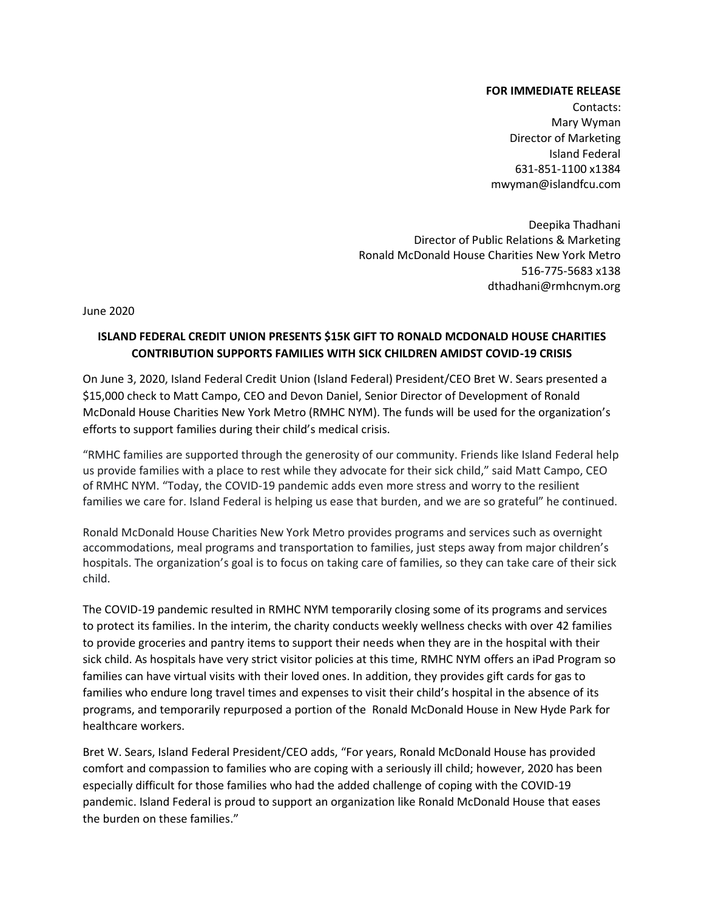**FOR IMMEDIATE RELEASE**

Contacts:
Mary Wyman
Director of Marketing
Island Federal
631-851-1100 x1384
mwyman@islandfcu.com

Deepika Thadhani
Director of Public Relations & Marketing
Ronald McDonald House Charities New York Metro
516-775-5683 x138
dthadhani@rmhcnym.org

June 2020

**ISLAND FEDERAL CREDIT UNION PRESENTS $15K GIFT TO RONALD MCDONALD HOUSE CHARITIES CONTRIBUTION SUPPORTS FAMILIES WITH SICK CHILDREN AMIDST COVID-19 CRISIS**

On June 3, 2020, Island Federal Credit Union (Island Federal) President/CEO Bret W. Sears presented a $15,000 check to Matt Campo, CEO and Devon Daniel, Senior Director of Development of Ronald McDonald House Charities New York Metro (RMHC NYM). The funds will be used for the organization's efforts to support families during their child's medical crisis.

"RMHC families are supported through the generosity of our community. Friends like Island Federal help us provide families with a place to rest while they advocate for their sick child," said Matt Campo, CEO of RMHC NYM. "Today, the COVID-19 pandemic adds even more stress and worry to the resilient families we care for. Island Federal is helping us ease that burden, and we are so grateful" he continued.

Ronald McDonald House Charities New York Metro provides programs and services such as overnight accommodations, meal programs and transportation to families, just steps away from major children's hospitals. The organization's goal is to focus on taking care of families, so they can take care of their sick child.

The COVID-19 pandemic resulted in RMHC NYM temporarily closing some of its programs and services to protect its families. In the interim, the charity conducts weekly wellness checks with over 42 families to provide groceries and pantry items to support their needs when they are in the hospital with their sick child. As hospitals have very strict visitor policies at this time, RMHC NYM offers an iPad Program so families can have virtual visits with their loved ones. In addition, they provides gift cards for gas to families who endure long travel times and expenses to visit their child's hospital in the absence of its programs, and temporarily repurposed a portion of the Ronald McDonald House in New Hyde Park for healthcare workers.

Bret W. Sears, Island Federal President/CEO adds, "For years, Ronald McDonald House has provided comfort and compassion to families who are coping with a seriously ill child; however, 2020 has been especially difficult for those families who had the added challenge of coping with the COVID-19 pandemic. Island Federal is proud to support an organization like Ronald McDonald House that eases the burden on these families."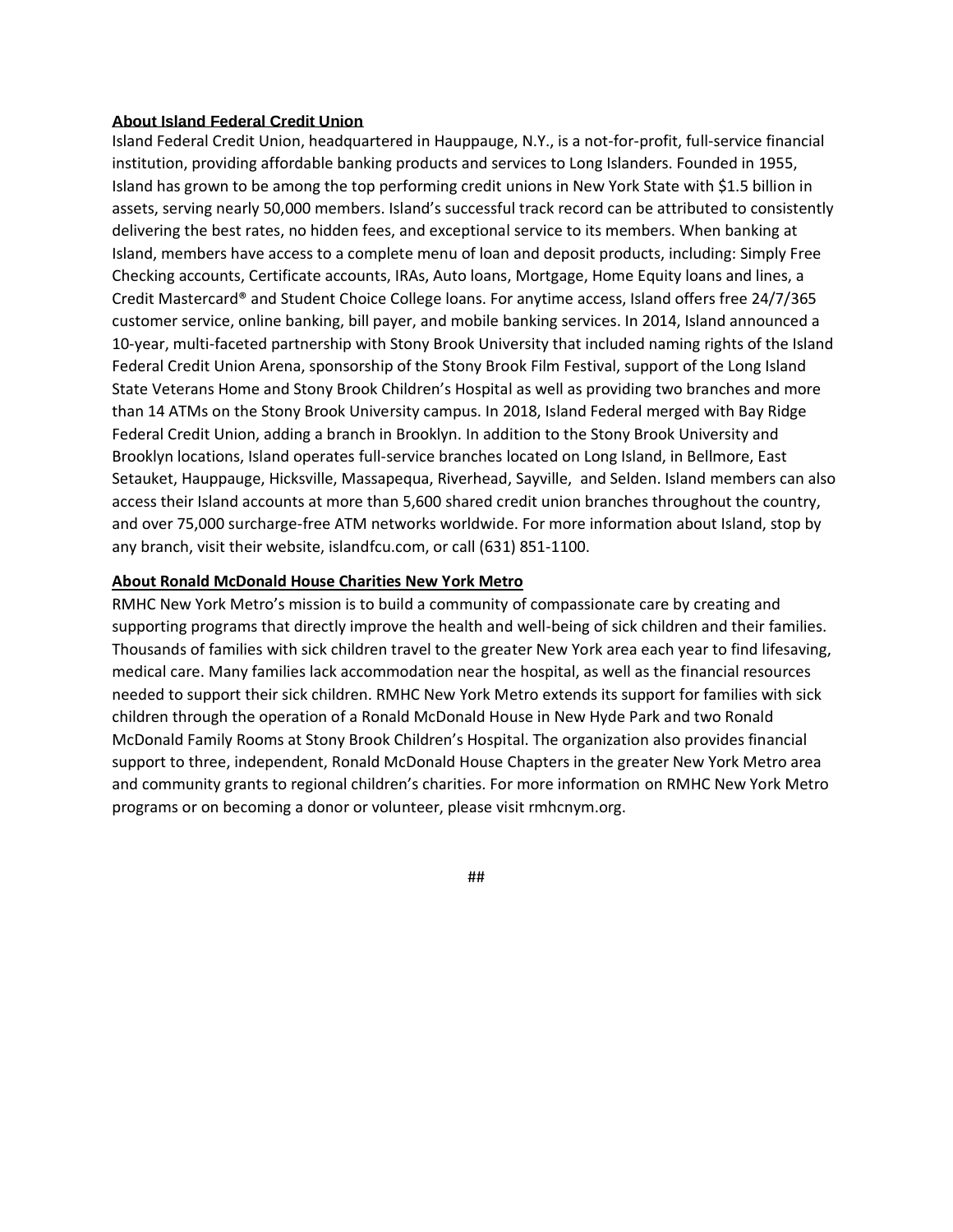**About Island Federal Credit Union**

Island Federal Credit Union, headquartered in Hauppauge, N.Y., is a not-for-profit, full-service financial institution, providing affordable banking products and services to Long Islanders. Founded in 1955, Island has grown to be among the top performing credit unions in New York State with $1.5 billion in assets, serving nearly 50,000 members. Island's successful track record can be attributed to consistently delivering the best rates, no hidden fees, and exceptional service to its members. When banking at Island, members have access to a complete menu of loan and deposit products, including: Simply Free Checking accounts, Certificate accounts, IRAs, Auto loans, Mortgage, Home Equity loans and lines, a Credit Mastercard® and Student Choice College loans. For anytime access, Island offers free 24/7/365 customer service, online banking, bill payer, and mobile banking services. In 2014, Island announced a 10-year, multi-faceted partnership with Stony Brook University that included naming rights of the Island Federal Credit Union Arena, sponsorship of the Stony Brook Film Festival, support of the Long Island State Veterans Home and Stony Brook Children's Hospital as well as providing two branches and more than 14 ATMs on the Stony Brook University campus. In 2018, Island Federal merged with Bay Ridge Federal Credit Union, adding a branch in Brooklyn. In addition to the Stony Brook University and Brooklyn locations, Island operates full-service branches located on Long Island, in Bellmore, East Setauket, Hauppauge, Hicksville, Massapequa, Riverhead, Sayville, and Selden. Island members can also access their Island accounts at more than 5,600 shared credit union branches throughout the country, and over 75,000 surcharge-free ATM networks worldwide. For more information about Island, stop by any branch, visit their website, islandfcu.com, or call (631) 851-1100.

**About Ronald McDonald House Charities New York Metro**

RMHC New York Metro's mission is to build a community of compassionate care by creating and supporting programs that directly improve the health and well-being of sick children and their families. Thousands of families with sick children travel to the greater New York area each year to find lifesaving, medical care. Many families lack accommodation near the hospital, as well as the financial resources needed to support their sick children. RMHC New York Metro extends its support for families with sick children through the operation of a Ronald McDonald House in New Hyde Park and two Ronald McDonald Family Rooms at Stony Brook Children's Hospital. The organization also provides financial support to three, independent, Ronald McDonald House Chapters in the greater New York Metro area and community grants to regional children's charities. For more information on RMHC New York Metro programs or on becoming a donor or volunteer, please visit rmhcnym.org.

##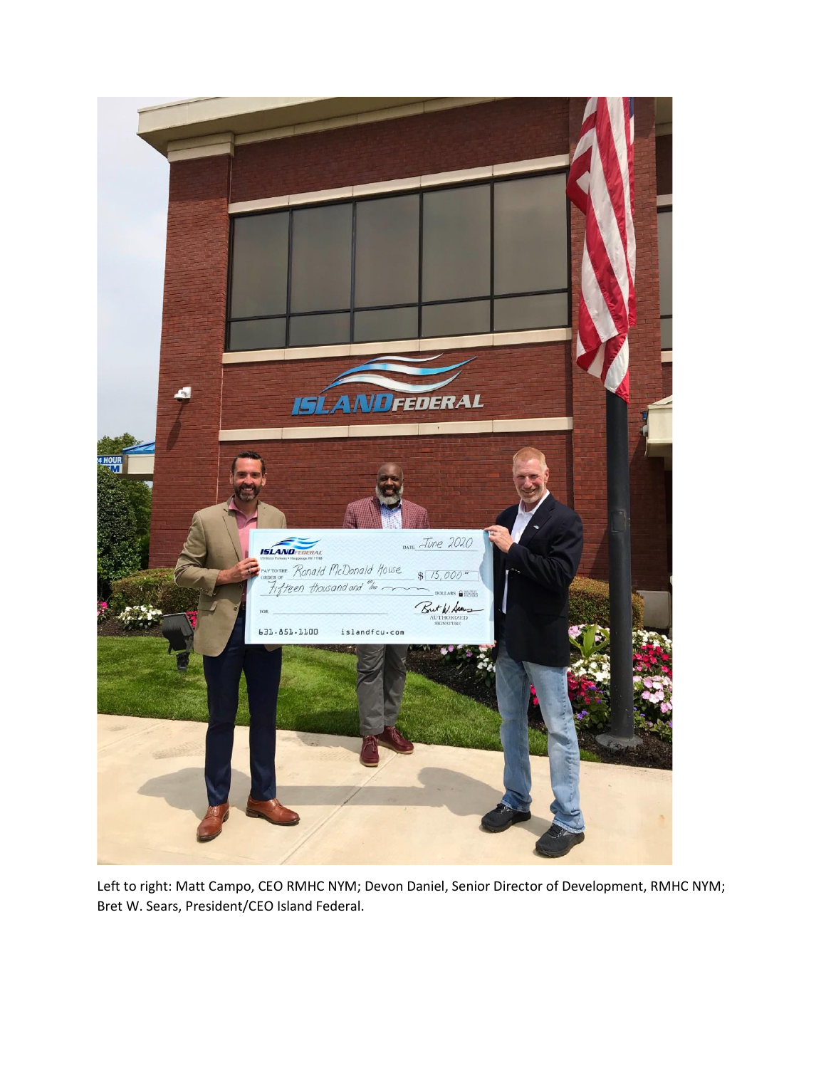Left to right: Matt Campo, CEO RMHC NYM; Devon Daniel, Senior Director of Development, RMHC NYM; Bret W. Sears, President/CEO Island Federal.